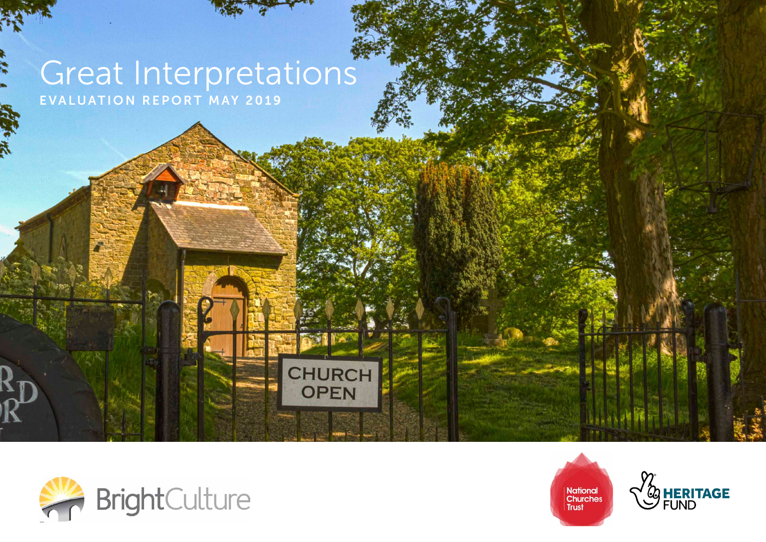# Great Interpretations

**EVALUATION REPORT MAY 2019**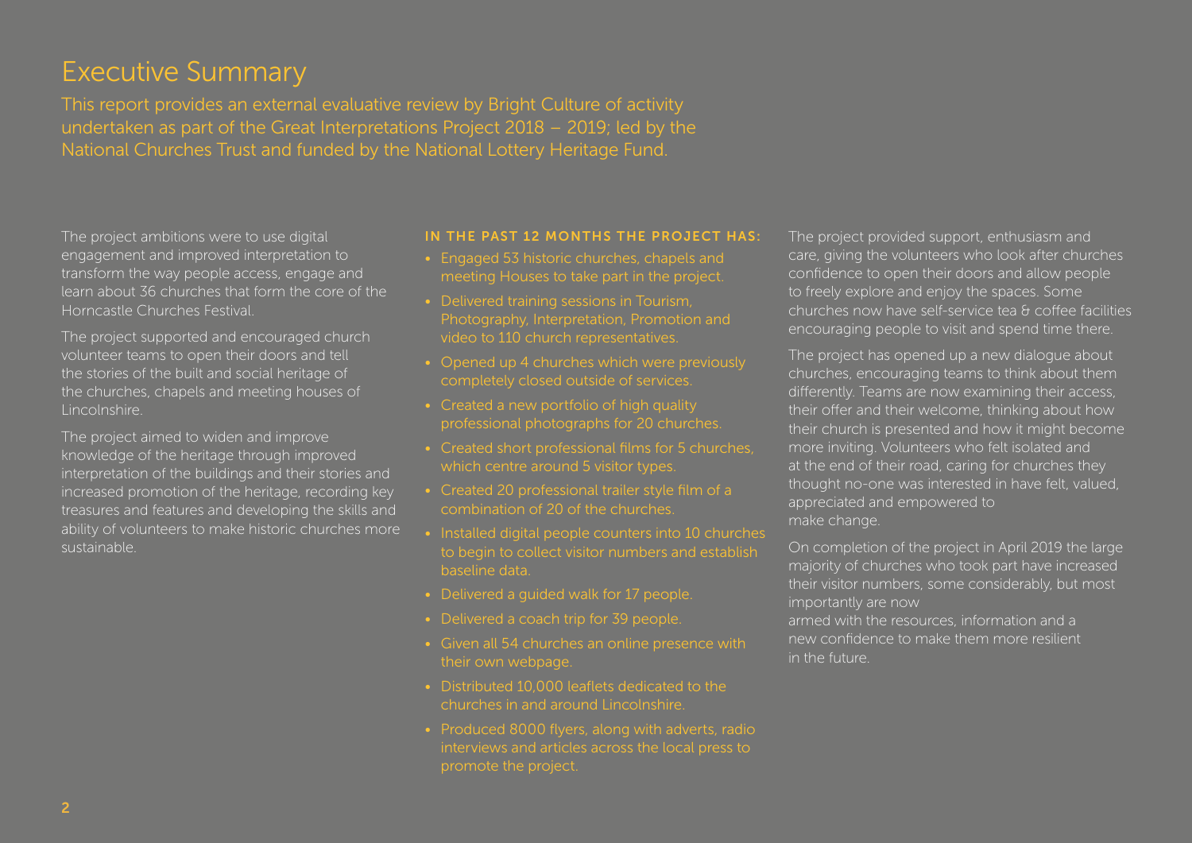# Executive Summary

This report provides an external evaluative review by Bright Culture of activity undertaken as part of the Great Interpretations Project 2018 – 2019; led by the National Churches Trust and funded by the National Lottery Heritage Fund.

The project ambitions were to use digital engagement and improved interpretation to transform the way people access, engage and learn about 36 churches that form the core of the Horncastle Churches Festival.

The project supported and encouraged church volunteer teams to open their doors and tell the stories of the built and social heritage of the churches, chapels and meeting houses of Lincolnshire.

The project aimed to widen and improve knowledge of the heritage through improved interpretation of the buildings and their stories and increased promotion of the heritage, recording key treasures and features and developing the skills and ability of volunteers to make historic churches more sustainable.

**IN THE PAST 12 MONTHS THE PROJECT HAS:**

- Engaged 53 historic churches, chapels and meeting Houses to take part in the project.
- Delivered training sessions in Tourism, Photography, Interpretation, Promotion and video to 110 church representatives.
- Opened up 4 churches which were previously completely closed outside of services.
- Created a new portfolio of high quality professional photographs for 20 churches.
- Created short professional films for 5 churches, which centre around 5 visitor types.
- Created 20 professional trailer style film of a combination of 20 of the churches.
- Installed digital people counters into 10 churches to begin to collect visitor numbers and establish baseline data.
- Delivered a guided walk for 17 people.
- Delivered a coach trip for 39 people.
- Given all 54 churches an online presence with their own webpage.
- Distributed 10,000 leaflets dedicated to the churches in and around Lincolnshire.
- Produced 8000 flyers, along with adverts, radio interviews and articles across the local press to promote the project.

The project provided support, enthusiasm and care, giving the volunteers who look after churches confidence to open their doors and allow people to freely explore and enjoy the spaces. Some churches now have self-service tea & coffee facilities encouraging people to visit and spend time there.

The project has opened up a new dialogue about churches, encouraging teams to think about them differently. Teams are now examining their access, their offer and their welcome, thinking about how their church is presented and how it might become more inviting. Volunteers who felt isolated and at the end of their road, caring for churches they thought no-one was interested in have felt, valued, appreciated and empowered to make change.

On completion of the project in April 2019 the large majority of churches who took part have increased their visitor numbers, some considerably, but most importantly are now armed with the resources, information and a new confidence to make them more resilient in the future.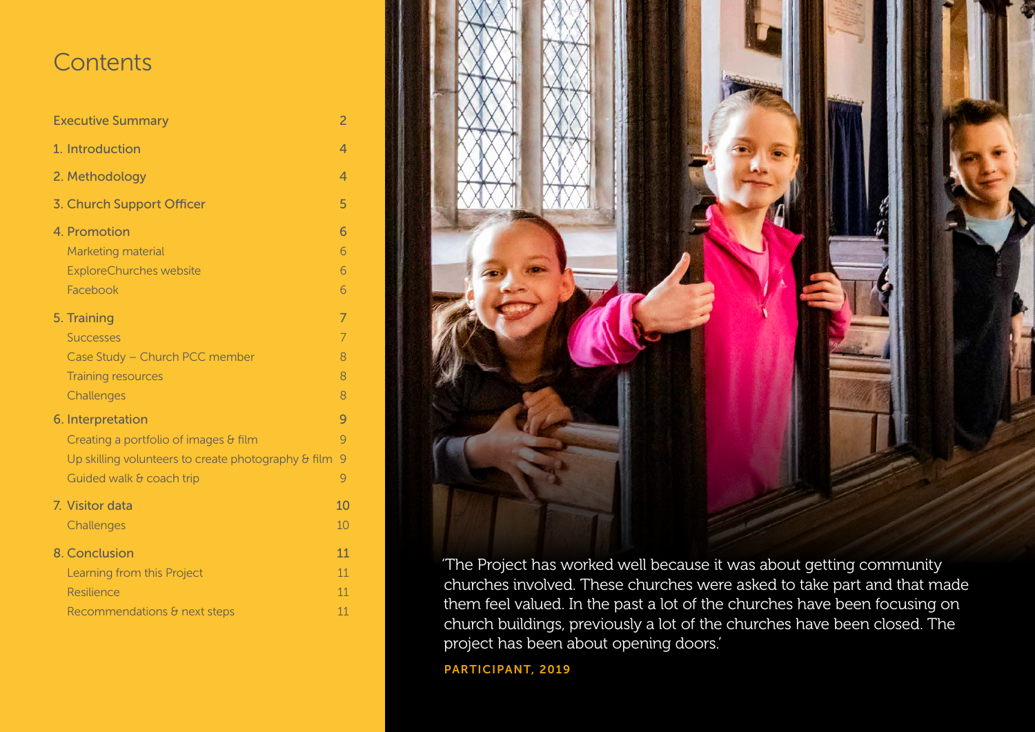# Contents

| | |
|---|---|
| Executive Summary | 2 |
| 1. Introduction | 4 |
| 2. Methodology | 4 |
| 3. Church Support Officer | 5 |
| 4. Promotion | 6 |
| Marketing material | 6 |
| ExploreChurches website | 6 |
| Facebook | 6 |
| 5. Training | 7 |
| Successes | 7 |
| Case Study – Church PCC member | 8 |
| Training resources | 8 |
| Challenges | 8 |
| 6. Interpretation | 9 |
| Creating a portfolio of images & film | 9 |
| Up skilling volunteers to create photography & film | 9 |
| Guided walk & coach trip | 9 |
| 7. Visitor data | 10 |
| Challenges | 10 |
| 8. Conclusion | 11 |
| Learning from this Project | 11 |
| Resilience | 11 |
| Recommendations & next steps | 11 |

'The Project has worked well because it was about getting community churches involved. These churches were asked to take part and that made them feel valued. In the past a lot of the churches have been focusing on church buildings, previously a lot of the churches have been closed. The project has been about opening doors.'

**PARTICIPANT, 2019**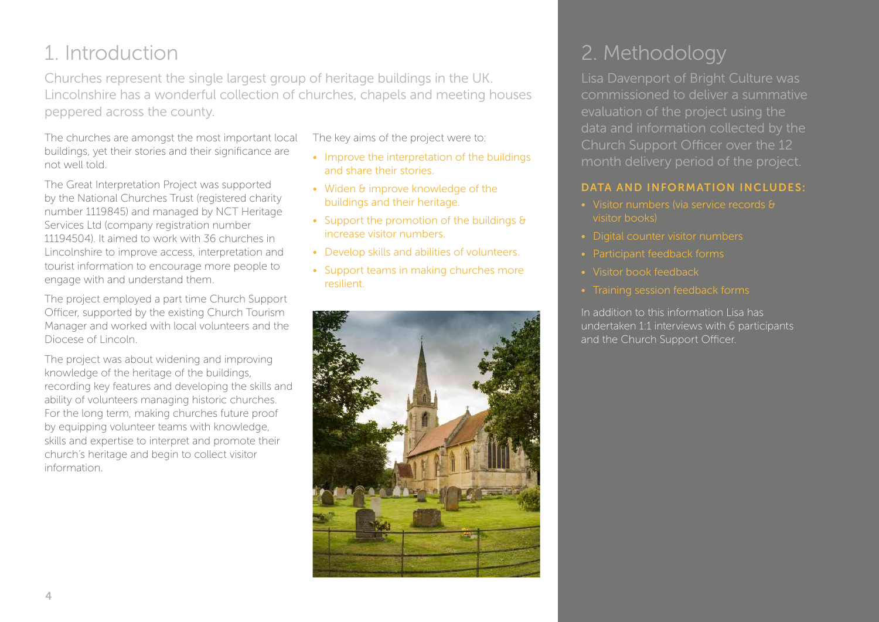# 1. Introduction

Churches represent the single largest group of heritage buildings in the UK. Lincolnshire has a wonderful collection of churches, chapels and meeting houses peppered across the county.

The churches are amongst the most important local buildings, yet their stories and their significance are not well told.

The Great Interpretation Project was supported by the National Churches Trust (registered charity number 1119845) and managed by NCT Heritage Services Ltd (company registration number 11194504). It aimed to work with 36 churches in Lincolnshire to improve access, interpretation and tourist information to encourage more people to engage with and understand them.

The project employed a part time Church Support Officer, supported by the existing Church Tourism Manager and worked with local volunteers and the Diocese of Lincoln.

The project was about widening and improving knowledge of the heritage of the buildings, recording key features and developing the skills and ability of volunteers managing historic churches. For the long term, making churches future proof by equipping volunteer teams with knowledge, skills and expertise to interpret and promote their church's heritage and begin to collect visitor information.

The key aims of the project were to:

- Improve the interpretation of the buildings and share their stories.
- Widen & improve knowledge of the buildings and their heritage.
- Support the promotion of the buildings & increase visitor numbers.
- Develop skills and abilities of volunteers.
- Support teams in making churches more resilient.

# 2. Methodology

Lisa Davenport of Bright Culture was commissioned to deliver a summative evaluation of the project using the data and information collected by the Church Support Officer over the 12 month delivery period of the project.

### DATA AND INFORMATION INCLUDES:

- Visitor numbers (via service records & visitor books)
- Digital counter visitor numbers
- Participant feedback forms
- Visitor book feedback
- Training session feedback forms

In addition to this information Lisa has undertaken 1:1 interviews with 6 participants and the Church Support Officer.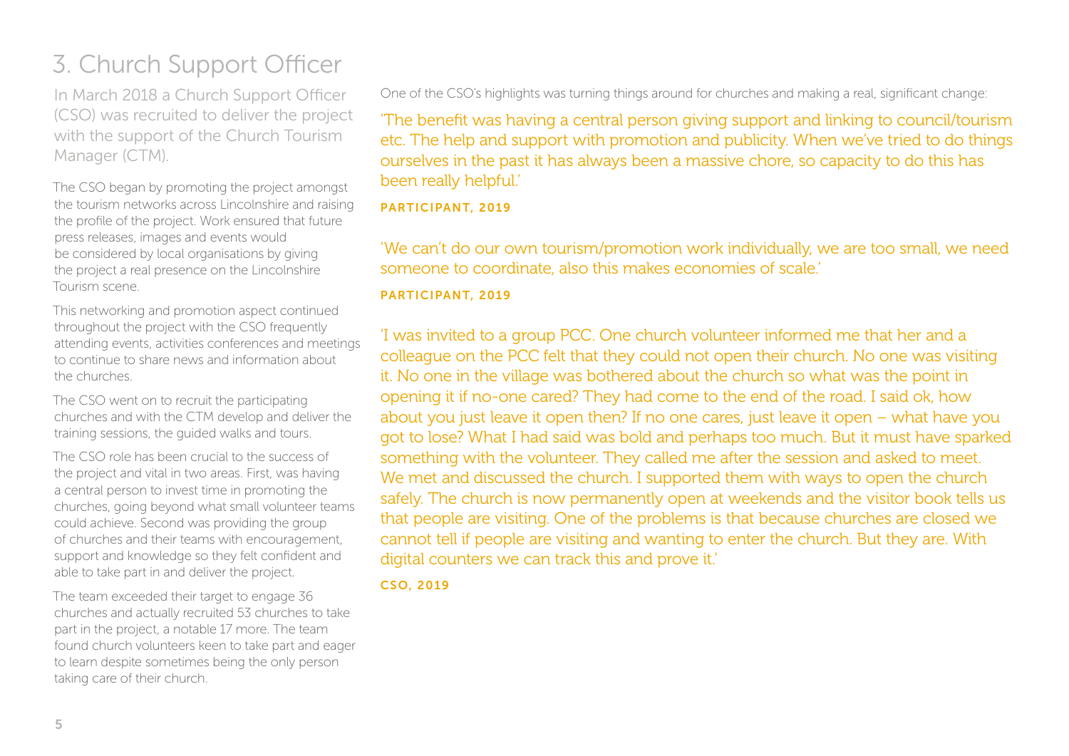# 3. Church Support Officer

In March 2018 a Church Support Officer (CSO) was recruited to deliver the project with the support of the Church Tourism Manager (CTM).

The CSO began by promoting the project amongst the tourism networks across Lincolnshire and raising the profile of the project. Work ensured that future press releases, images and events would be considered by local organisations by giving the project a real presence on the Lincolnshire Tourism scene.

This networking and promotion aspect continued throughout the project with the CSO frequently attending events, activities conferences and meetings to continue to share news and information about the churches.

The CSO went on to recruit the participating churches and with the CTM develop and deliver the training sessions, the guided walks and tours.

The CSO role has been crucial to the success of the project and vital in two areas. First, was having a central person to invest time in promoting the churches, going beyond what small volunteer teams could achieve. Second was providing the group of churches and their teams with encouragement, support and knowledge so they felt confident and able to take part in and deliver the project.

The team exceeded their target to engage 36 churches and actually recruited 53 churches to take part in the project, a notable 17 more. The team found church volunteers keen to take part and eager to learn despite sometimes being the only person taking care of their church.

One of the CSO's highlights was turning things around for churches and making a real, significant change:

> 'The benefit was having a central person giving support and linking to council/tourism etc. The help and support with promotion and publicity. When we've tried to do things ourselves in the past it has always been a massive chore, so capacity to do this has been really helpful.'
>
> **PARTICIPANT, 2019**

> 'We can't do our own tourism/promotion work individually, we are too small, we need someone to coordinate, also this makes economies of scale.'
>
> **PARTICIPANT, 2019**

> 'I was invited to a group PCC. One church volunteer informed me that her and a colleague on the PCC felt that they could not open their church. No one was visiting it. No one in the village was bothered about the church so what was the point in opening it if no-one cared? They had come to the end of the road. I said ok, how about you just leave it open then? If no one cares, just leave it open – what have you got to lose? What I had said was bold and perhaps too much. But it must have sparked something with the volunteer. They called me after the session and asked to meet. We met and discussed the church. I supported them with ways to open the church safely. The church is now permanently open at weekends and the visitor book tells us that people are visiting. One of the problems is that because churches are closed we cannot tell if people are visiting and wanting to enter the church. But they are. With digital counters we can track this and prove it.'
>
> **CSO, 2019**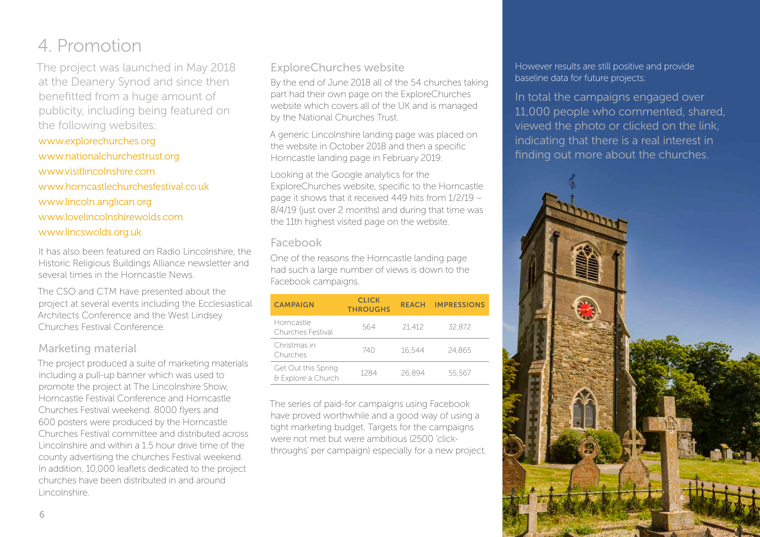# 4. Promotion

The project was launched in May 2018 at the Deanery Synod and since then benefitted from a huge amount of publicity, including being featured on the following websites:

www.explorechurches.org
www.nationalchurchestrust.org
www.visitlincolnshire.com
www.horncastlechurchesfestival.co.uk
www.lincoln.anglican.org
www.lovelincolnshirewolds.com
www.lincswolds.org.uk

It has also been featured on Radio Lincolnshire, the Historic Religious Buildings Alliance newsletter and several times in the Horncastle News.

The CSO and CTM have presented about the project at several events including the Ecclesiastical Architects Conference and the West Lindsey Churches Festival Conference.

## Marketing material

The project produced a suite of marketing materials including a pull-up banner which was used to promote the project at The Lincolnshire Show, Horncastle Festival Conference and Horncastle Churches Festival weekend. 8000 flyers and 600 posters were produced by the Horncastle Churches Festival committee and distributed across Lincolnshire and within a 1.5 hour drive time of the county advertising the churches Festival weekend. In addition, 10,000 leaflets dedicated to the project churches have been distributed in and around Lincolnshire.

## ExploreChurches website

By the end of June 2018 all of the 54 churches taking part had their own page on the ExploreChurches website which covers all of the UK and is managed by the National Churches Trust.

A generic Lincolnshire landing page was placed on the website in October 2018 and then a specific Horncastle landing page in February 2019.

Looking at the Google analytics for the ExploreChurches website, specific to the Horncastle page it shows that it received 449 hits from 1/2/19 – 8/4/19 (just over 2 months) and during that time was the 11th highest visited page on the website.

## Facebook

One of the reasons the Horncastle landing page had such a large number of views is down to the Facebook campaigns.

| CAMPAIGN | CLICK THROUGHS | REACH | IMPRESSIONS |
|---|---|---|---|
| Horncastle Churches Festival | 564 | 21,412 | 32,872 |
| Christmas in Churches | 740 | 16,544 | 24,865 |
| Get Out this Spring & Explore a Church | 1284 | 26,894 | 55,567 |

The series of paid-for campaigns using Facebook have proved worthwhile and a good way of using a tight marketing budget. Targets for the campaigns were not met but were ambitious (2500 'click-throughs' per campaign) especially for a new project.

However results are still positive and provide baseline data for future projects:

In total the campaigns engaged over 11,000 people who commented, shared, viewed the photo or clicked on the link, indicating that there is a real interest in finding out more about the churches.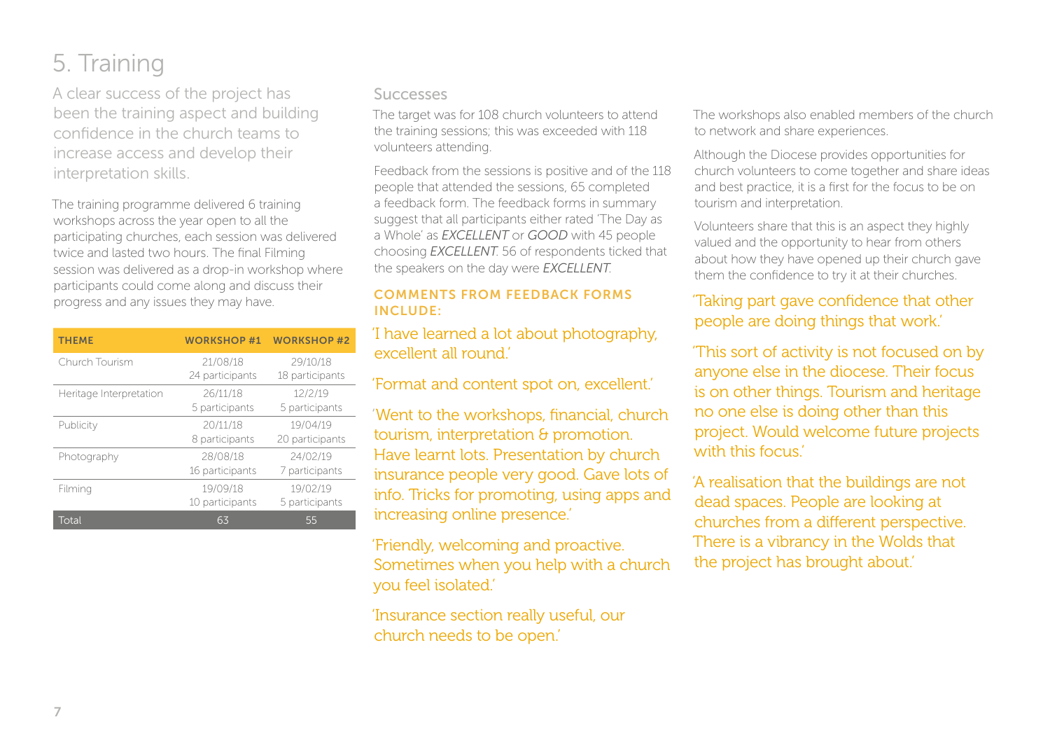# 5. Training

A clear success of the project has been the training aspect and building confidence in the church teams to increase access and develop their interpretation skills.

The training programme delivered 6 training workshops across the year open to all the participating churches, each session was delivered twice and lasted two hours. The final Filming session was delivered as a drop-in workshop where participants could come along and discuss their progress and any issues they may have.

| THEME | WORKSHOP #1 | WORKSHOP #2 |
|---|---|---|
| Church Tourism | 21/08/18 24 participants | 29/10/18 18 participants |
| Heritage Interpretation | 26/11/18 5 participants | 12/2/19 5 participants |
| Publicity | 20/11/18 8 participants | 19/04/19 20 participants |
| Photography | 28/08/18 16 participants | 24/02/19 7 participants |
| Filming | 19/09/18 10 participants | 19/02/19 5 participants |
| Total | 63 | 55 |

## Successes

The target was for 108 church volunteers to attend the training sessions; this was exceeded with 118 volunteers attending.

Feedback from the sessions is positive and of the 118 people that attended the sessions, 65 completed a feedback form. The feedback forms in summary suggest that all participants either rated 'The Day as a Whole' as ***EXCELLENT*** or ***GOOD*** with 45 people choosing ***EXCELLENT***. 56 of respondents ticked that the speakers on the day were ***EXCELLENT***.

### COMMENTS FROM FEEDBACK FORMS INCLUDE:

'I have learned a lot about photography, excellent all round.'

'Format and content spot on, excellent.'

'Went to the workshops, financial, church tourism, interpretation & promotion. Have learnt lots. Presentation by church insurance people very good. Gave lots of info. Tricks for promoting, using apps and increasing online presence.'

'Friendly, welcoming and proactive. Sometimes when you help with a church you feel isolated.'

'Insurance section really useful, our church needs to be open.'

The workshops also enabled members of the church to network and share experiences.

Although the Diocese provides opportunities for church volunteers to come together and share ideas and best practice, it is a first for the focus to be on tourism and interpretation.

Volunteers share that this is an aspect they highly valued and the opportunity to hear from others about how they have opened up their church gave them the confidence to try it at their churches.

'Taking part gave confidence that other people are doing things that work.'

'This sort of activity is not focused on by anyone else in the diocese. Their focus is on other things. Tourism and heritage no one else is doing other than this project. Would welcome future projects with this focus.'

'A realisation that the buildings are not dead spaces. People are looking at churches from a different perspective. There is a vibrancy in the Wolds that the project has brought about.'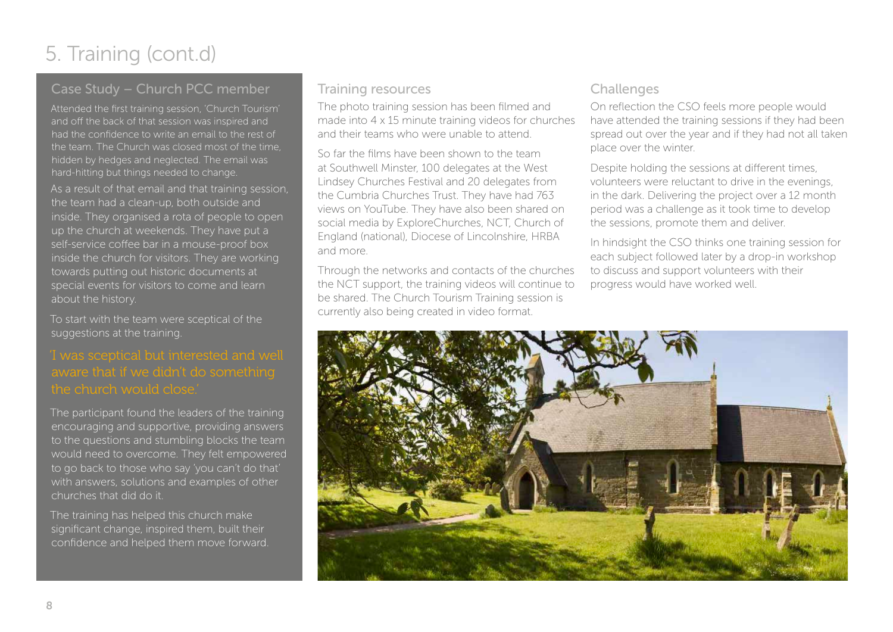# 5. Training (cont.d)

## Case Study – Church PCC member

Attended the first training session, 'Church Tourism' and off the back of that session was inspired and had the confidence to write an email to the rest of the team. The Church was closed most of the time, hidden by hedges and neglected. The email was hard-hitting but things needed to change.

As a result of that email and that training session, the team had a clean-up, both outside and inside. They organised a rota of people to open up the church at weekends. They have put a self-service coffee bar in a mouse-proof box inside the church for visitors. They are working towards putting out historic documents at special events for visitors to come and learn about the history.

To start with the team were sceptical of the suggestions at the training.

> 'I was sceptical but interested and well aware that if we didn't do something the church would close.'

The participant found the leaders of the training encouraging and supportive, providing answers to the questions and stumbling blocks the team would need to overcome. They felt empowered to go back to those who say 'you can't do that' with answers, solutions and examples of other churches that did do it.

The training has helped this church make significant change, inspired them, built their confidence and helped them move forward.

## Training resources

The photo training session has been filmed and made into 4 x 15 minute training videos for churches and their teams who were unable to attend.

So far the films have been shown to the team at Southwell Minster, 100 delegates at the West Lindsey Churches Festival and 20 delegates from the Cumbria Churches Trust. They have had 763 views on YouTube. They have also been shared on social media by ExploreChurches, NCT, Church of England (national), Diocese of Lincolnshire, HRBA and more.

Through the networks and contacts of the churches the NCT support, the training videos will continue to be shared. The Church Tourism Training session is currently also being created in video format.

## Challenges

On reflection the CSO feels more people would have attended the training sessions if they had been spread out over the year and if they had not all taken place over the winter.

Despite holding the sessions at different times, volunteers were reluctant to drive in the evenings, in the dark. Delivering the project over a 12 month period was a challenge as it took time to develop the sessions, promote them and deliver.

In hindsight the CSO thinks one training session for each subject followed later by a drop-in workshop to discuss and support volunteers with their progress would have worked well.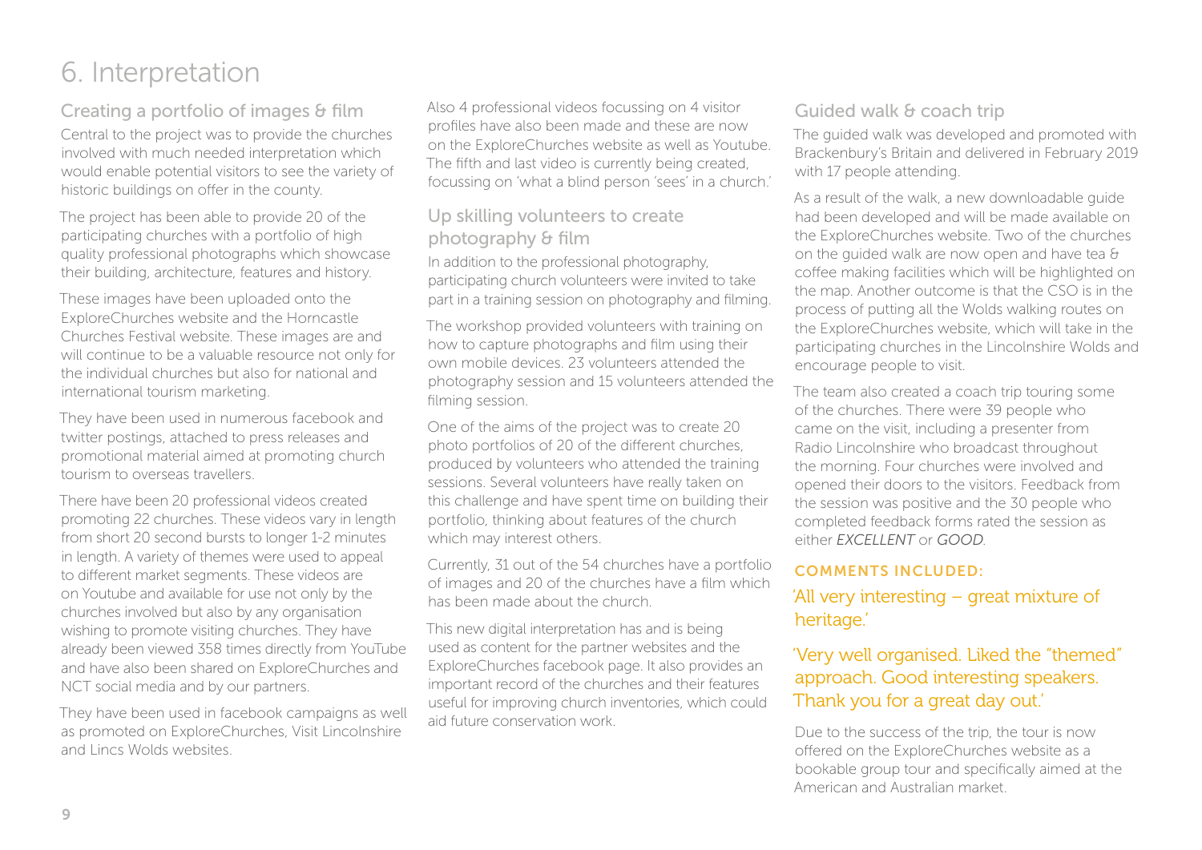# 6. Interpretation

## Creating a portfolio of images & film

Central to the project was to provide the churches involved with much needed interpretation which would enable potential visitors to see the variety of historic buildings on offer in the county.

The project has been able to provide 20 of the participating churches with a portfolio of high quality professional photographs which showcase their building, architecture, features and history.

These images have been uploaded onto the ExploreChurches website and the Horncastle Churches Festival website. These images are and will continue to be a valuable resource not only for the individual churches but also for national and international tourism marketing.

They have been used in numerous facebook and twitter postings, attached to press releases and promotional material aimed at promoting church tourism to overseas travellers.

There have been 20 professional videos created promoting 22 churches. These videos vary in length from short 20 second bursts to longer 1-2 minutes in length. A variety of themes were used to appeal to different market segments. These videos are on Youtube and available for use not only by the churches involved but also by any organisation wishing to promote visiting churches. They have already been viewed 358 times directly from YouTube and have also been shared on ExploreChurches and NCT social media and by our partners.

They have been used in facebook campaigns as well as promoted on ExploreChurches, Visit Lincolnshire and Lincs Wolds websites.

Also 4 professional videos focussing on 4 visitor profiles have also been made and these are now on the ExploreChurches website as well as Youtube. The fifth and last video is currently being created, focussing on 'what a blind person 'sees' in a church.'

## Up skilling volunteers to create photography & film

In addition to the professional photography, participating church volunteers were invited to take part in a training session on photography and filming.

The workshop provided volunteers with training on how to capture photographs and film using their own mobile devices. 23 volunteers attended the photography session and 15 volunteers attended the filming session.

One of the aims of the project was to create 20 photo portfolios of 20 of the different churches, produced by volunteers who attended the training sessions. Several volunteers have really taken on this challenge and have spent time on building their portfolio, thinking about features of the church which may interest others.

Currently, 31 out of the 54 churches have a portfolio of images and 20 of the churches have a film which has been made about the church.

This new digital interpretation has and is being used as content for the partner websites and the ExploreChurches facebook page. It also provides an important record of the churches and their features useful for improving church inventories, which could aid future conservation work.

## Guided walk & coach trip

The guided walk was developed and promoted with Brackenbury's Britain and delivered in February 2019 with 17 people attending.

As a result of the walk, a new downloadable guide had been developed and will be made available on the ExploreChurches website. Two of the churches on the guided walk are now open and have tea & coffee making facilities which will be highlighted on the map. Another outcome is that the CSO is in the process of putting all the Wolds walking routes on the ExploreChurches website, which will take in the participating churches in the Lincolnshire Wolds and encourage people to visit.

The team also created a coach trip touring some of the churches. There were 39 people who came on the visit, including a presenter from Radio Lincolnshire who broadcast throughout the morning. Four churches were involved and opened their doors to the visitors. Feedback from the session was positive and the 30 people who completed feedback forms rated the session as either *EXCELLENT* or *GOOD*.

**COMMENTS INCLUDED:**

'All very interesting – great mixture of heritage.'

'Very well organised. Liked the "themed" approach. Good interesting speakers. Thank you for a great day out.'

Due to the success of the trip, the tour is now offered on the ExploreChurches website as a bookable group tour and specifically aimed at the American and Australian market.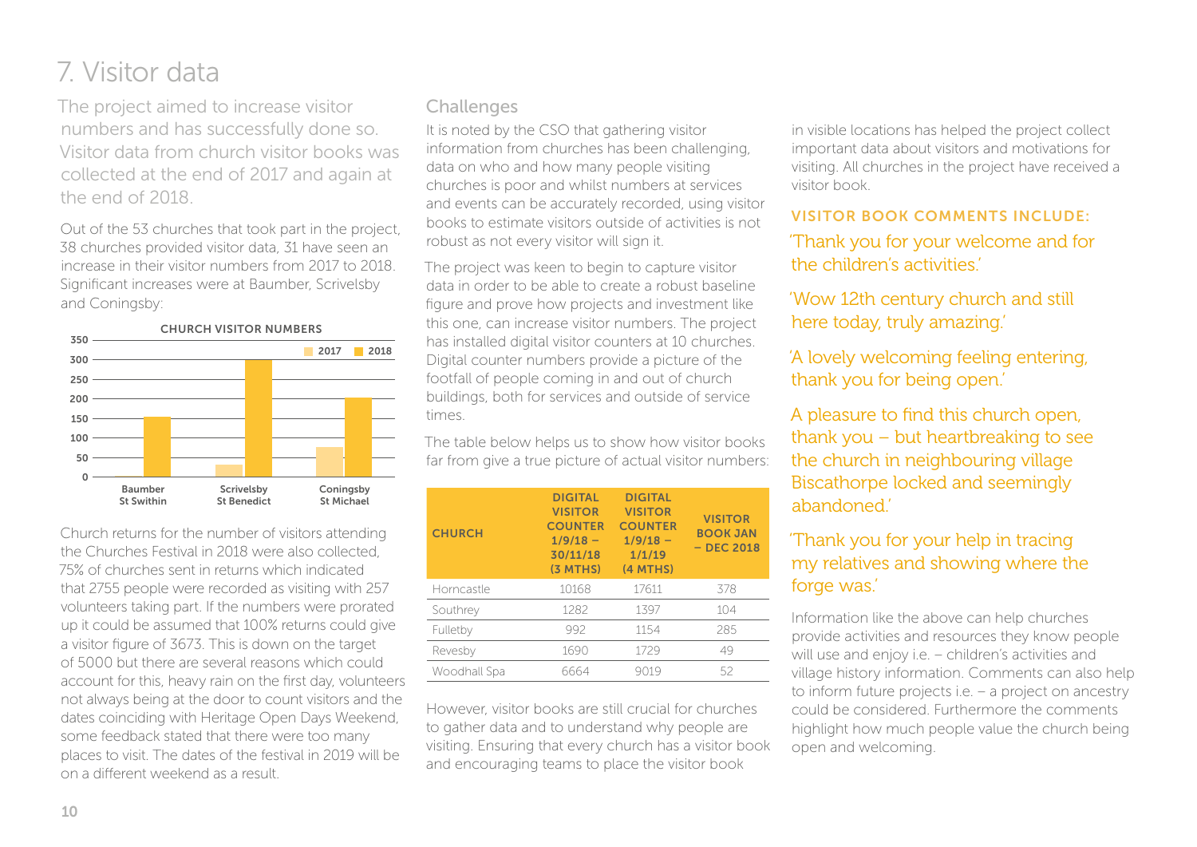# 7. Visitor data

The project aimed to increase visitor numbers and has successfully done so. Visitor data from church visitor books was collected at the end of 2017 and again at the end of 2018.

Out of the 53 churches that took part in the project, 38 churches provided visitor data, 31 have seen an increase in their visitor numbers from 2017 to 2018. Significant increases were at Baumber, Scrivelsby and Coningsby:

CHURCH VISITOR NUMBERS

Church returns for the number of visitors attending the Churches Festival in 2018 were also collected, 75% of churches sent in returns which indicated that 2755 people were recorded as visiting with 257 volunteers taking part. If the numbers were prorated up it could be assumed that 100% returns could give a visitor figure of 3673. This is down on the target of 5000 but there are several reasons which could account for this, heavy rain on the first day, volunteers not always being at the door to count visitors and the dates coinciding with Heritage Open Days Weekend, some feedback stated that there were too many places to visit. The dates of the festival in 2019 will be on a different weekend as a result.

## Challenges

It is noted by the CSO that gathering visitor information from churches has been challenging, data on who and how many people visiting churches is poor and whilst numbers at services and events can be accurately recorded, using visitor books to estimate visitors outside of activities is not robust as not every visitor will sign it.

The project was keen to begin to capture visitor data in order to be able to create a robust baseline figure and prove how projects and investment like this one, can increase visitor numbers. The project has installed digital visitor counters at 10 churches. Digital counter numbers provide a picture of the footfall of people coming in and out of church buildings, both for services and outside of service times.

The table below helps us to show how visitor books far from give a true picture of actual visitor numbers:

| CHURCH | DIGITAL VISITOR COUNTER 1/9/18 – 30/11/18 (3 MTHS) | DIGITAL VISITOR COUNTER 1/9/18 – 1/1/19 (4 MTHS) | VISITOR BOOK JAN – DEC 2018 |
|---|---|---|---|
| Horncastle | 10168 | 17611 | 378 |
| Southrey | 1282 | 1397 | 104 |
| Fulletby | 992 | 1154 | 285 |
| Revesby | 1690 | 1729 | 49 |
| Woodhall Spa | 6664 | 9019 | 52 |

However, visitor books are still crucial for churches to gather data and to understand why people are visiting. Ensuring that every church has a visitor book and encouraging teams to place the visitor book in visible locations has helped the project collect important data about visitors and motivations for visiting. All churches in the project have received a visitor book.

### VISITOR BOOK COMMENTS INCLUDE:

'Thank you for your welcome and for the children's activities.'

'Wow 12th century church and still here today, truly amazing.'

'A lovely welcoming feeling entering, thank you for being open.'

A pleasure to find this church open, thank you – but heartbreaking to see the church in neighbouring village Biscathorpe locked and seemingly abandoned.'

'Thank you for your help in tracing my relatives and showing where the forge was.'

Information like the above can help churches provide activities and resources they know people will use and enjoy i.e. – children's activities and village history information. Comments can also help to inform future projects i.e. – a project on ancestry could be considered. Furthermore the comments highlight how much people value the church being open and welcoming.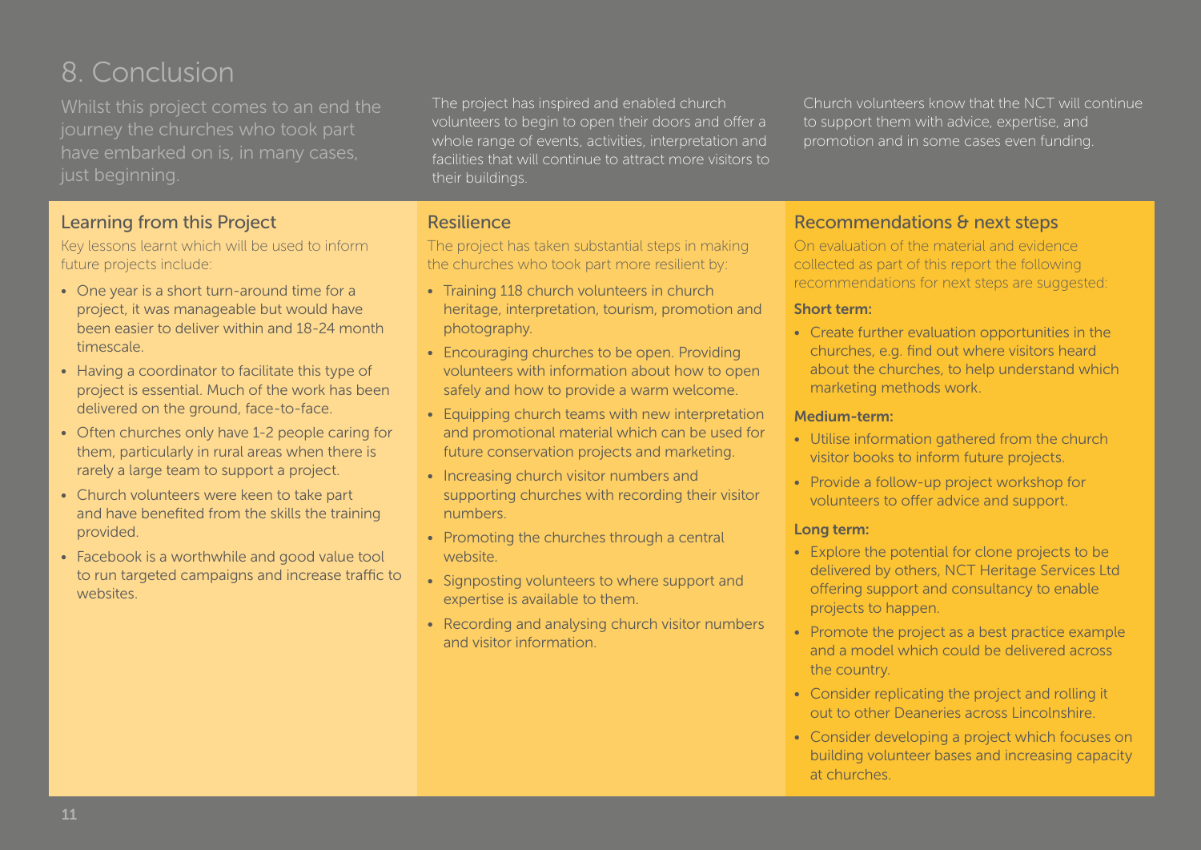# 8. Conclusion

Whilst this project comes to an end the journey the churches who took part have embarked on is, in many cases, just beginning.

The project has inspired and enabled church volunteers to begin to open their doors and offer a whole range of events, activities, interpretation and facilities that will continue to attract more visitors to their buildings.

Church volunteers know that the NCT will continue to support them with advice, expertise, and promotion and in some cases even funding.

## Learning from this Project

Key lessons learnt which will be used to inform future projects include:

- One year is a short turn-around time for a project, it was manageable but would have been easier to deliver within and 18-24 month timescale.
- Having a coordinator to facilitate this type of project is essential. Much of the work has been delivered on the ground, face-to-face.
- Often churches only have 1-2 people caring for them, particularly in rural areas when there is rarely a large team to support a project.
- Church volunteers were keen to take part and have benefited from the skills the training provided.
- Facebook is a worthwhile and good value tool to run targeted campaigns and increase traffic to websites.

## Resilience

The project has taken substantial steps in making the churches who took part more resilient by:

- Training 118 church volunteers in church heritage, interpretation, tourism, promotion and photography.
- Encouraging churches to be open. Providing volunteers with information about how to open safely and how to provide a warm welcome.
- Equipping church teams with new interpretation and promotional material which can be used for future conservation projects and marketing.
- Increasing church visitor numbers and supporting churches with recording their visitor numbers.
- Promoting the churches through a central website.
- Signposting volunteers to where support and expertise is available to them.
- Recording and analysing church visitor numbers and visitor information.

## Recommendations & next steps

On evaluation of the material and evidence collected as part of this report the following recommendations for next steps are suggested:

**Short term:**

- Create further evaluation opportunities in the churches, e.g. find out where visitors heard about the churches, to help understand which marketing methods work.

**Medium-term:**

- Utilise information gathered from the church visitor books to inform future projects.
- Provide a follow-up project workshop for volunteers to offer advice and support.

**Long term:**

- Explore the potential for clone projects to be delivered by others, NCT Heritage Services Ltd offering support and consultancy to enable projects to happen.
- Promote the project as a best practice example and a model which could be delivered across the country.
- Consider replicating the project and rolling it out to other Deaneries across Lincolnshire.
- Consider developing a project which focuses on building volunteer bases and increasing capacity at churches.